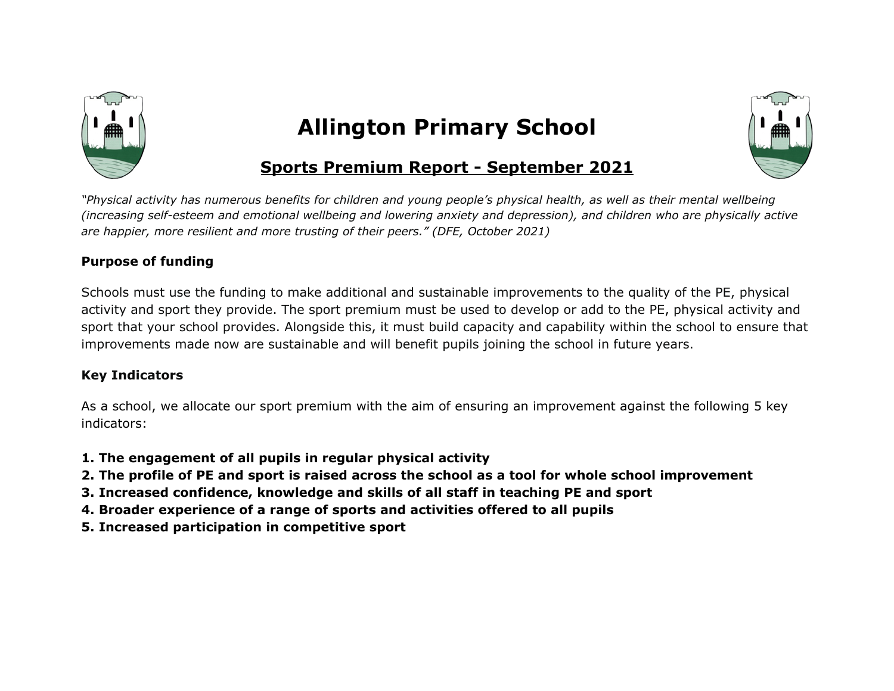# Allington Primary School

## Sports Premium Report - September 2021

*"Physical activity has numerous benefits for children and young people's physical health, as well as their mental wellbeing (increasing self-esteem and emotional wellbeing and lowering anxiety and depression), and children who are physically active are happier, more resilient and more trusting of their peers." (DFE, October 2021)*

**Purpose of funding**

Schools must use the funding to make additional and sustainable improvements to the quality of the PE, physical activity and sport they provide. The sport premium must be used to develop or add to the PE, physical activity and sport that your school provides. Alongside this, it must build capacity and capability within the school to ensure that improvements made now are sustainable and will benefit pupils joining the school in future years.

**Key Indicators**

As a school, we allocate our sport premium with the aim of ensuring an improvement against the following 5 key indicators:

1. **The engagement of all pupils in regular physical activity**
2. **The profile of PE and sport is raised across the school as a tool for whole school improvement**
3. **Increased confidence, knowledge and skills of all staff in teaching PE and sport**
4. **Broader experience of a range of sports and activities offered to all pupils**
5. **Increased participation in competitive sport**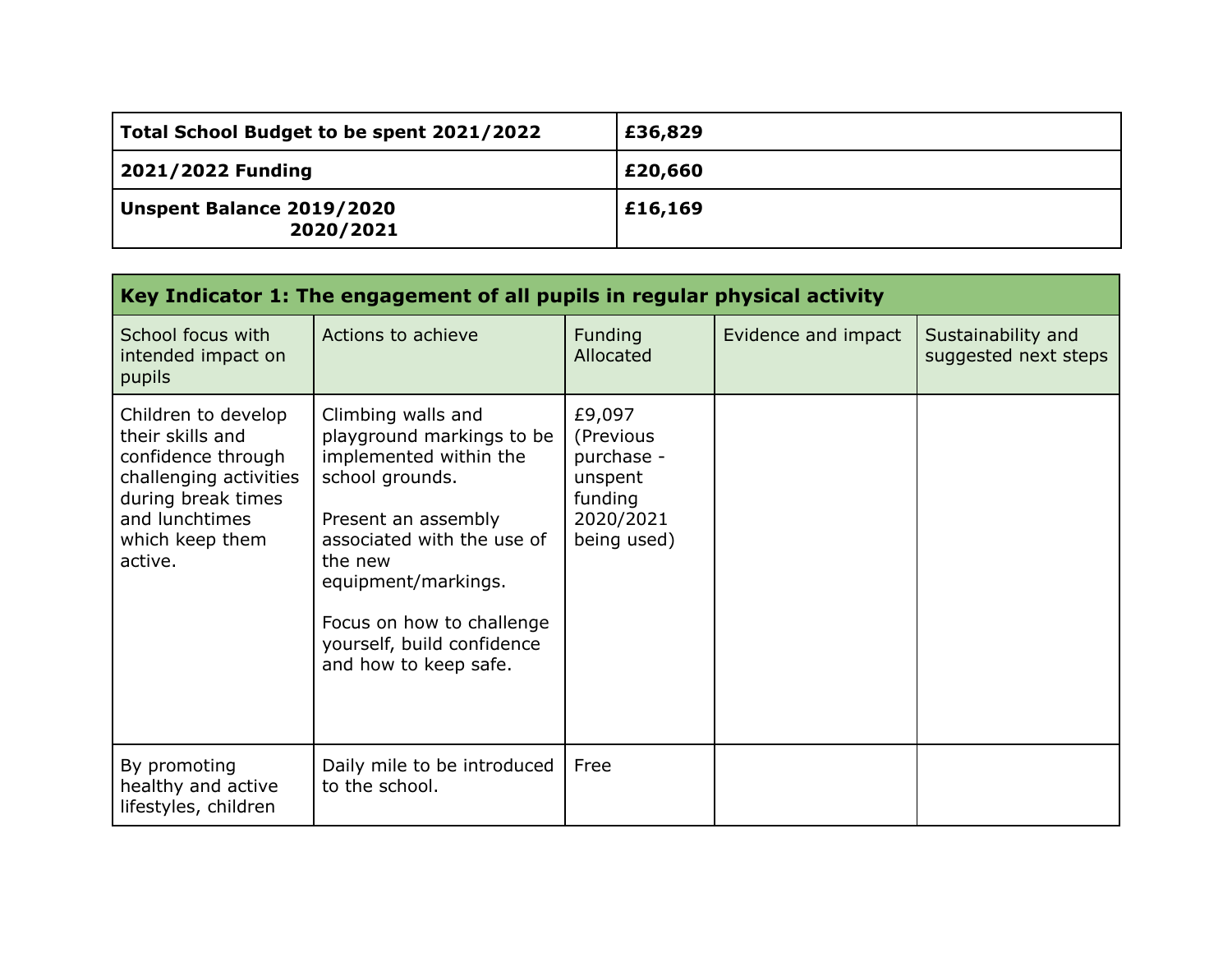| **Total School Budget to be spent 2021/2022** | **£36,829** |
|---|---|
| **2021/2022 Funding** | **£20,660** |
| **Unspent Balance 2019/2020 2020/2021** | **£16,169** |

| **Key Indicator 1: The engagement of all pupils in regular physical activity** | | | | |
|---|---|---|---|---|
| School focus with intended impact on pupils | Actions to achieve | Funding Allocated | Evidence and impact | Sustainability and suggested next steps |
| Children to develop their skills and confidence through challenging activities during break times and lunchtimes which keep them active. | Climbing walls and playground markings to be implemented within the school grounds.<br><br>Present an assembly associated with the use of the new equipment/markings.<br><br>Focus on how to challenge yourself, build confidence and how to keep safe. | £9,097 (Previous purchase - unspent funding 2020/2021 being used) | | |
| By promoting healthy and active lifestyles, children | Daily mile to be introduced to the school. | Free | | |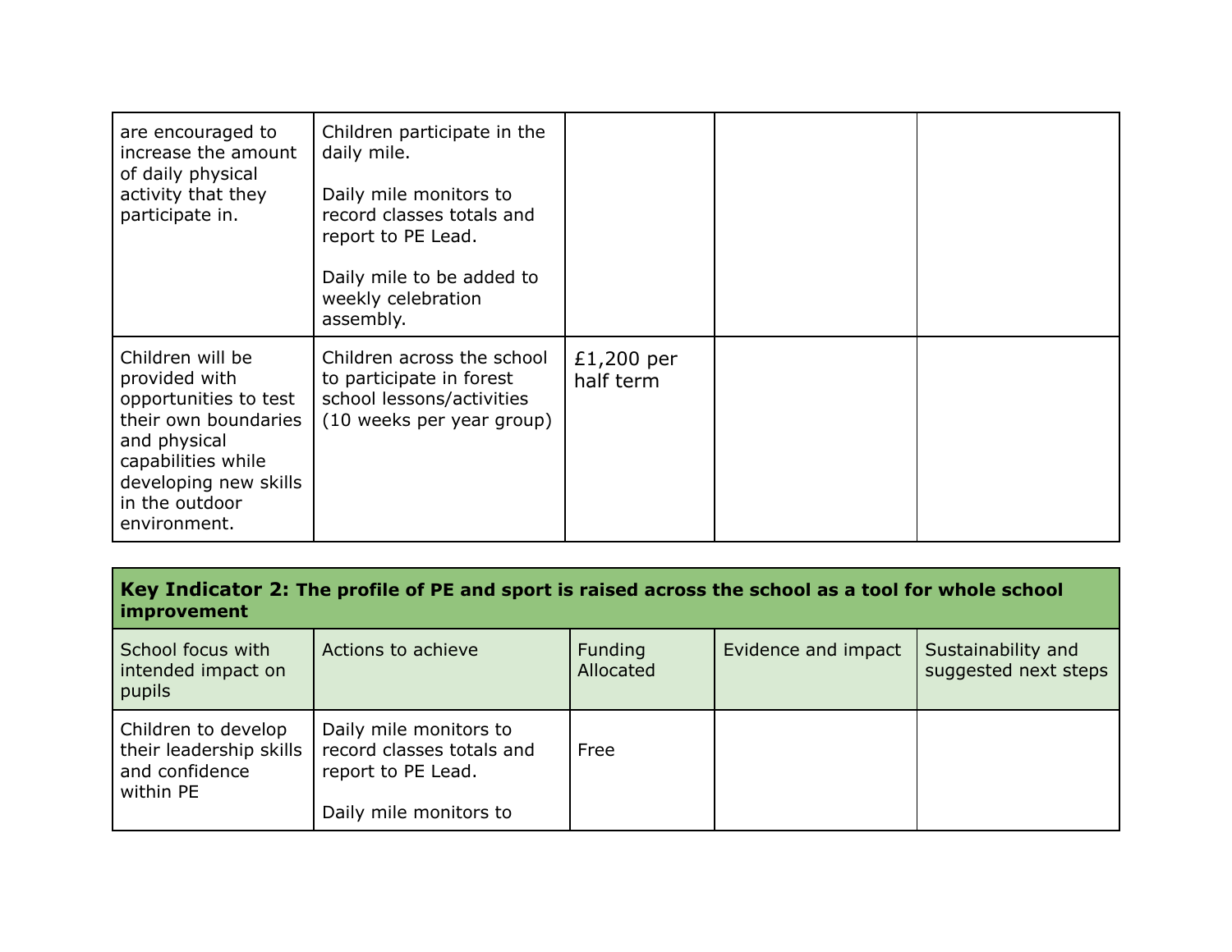| | | | | |
|---|---|---|---|---|
| are encouraged to increase the amount of daily physical activity that they participate in. | Children participate in the daily mile.<br><br>Daily mile monitors to record classes totals and report to PE Lead.<br><br>Daily mile to be added to weekly celebration assembly. | | | |
| Children will be provided with opportunities to test their own boundaries and physical capabilities while developing new skills in the outdoor environment. | Children across the school to participate in forest school lessons/activities (10 weeks per year group) | £1,200 per half term | | |

| **Key Indicator 2: The profile of PE and sport is raised across the school as a tool for whole school improvement** | | | | |
|---|---|---|---|---|
| School focus with intended impact on pupils | Actions to achieve | Funding Allocated | Evidence and impact | Sustainability and suggested next steps |
| Children to develop their leadership skills and confidence within PE | Daily mile monitors to record classes totals and report to PE Lead.<br><br>Daily mile monitors to | Free | | |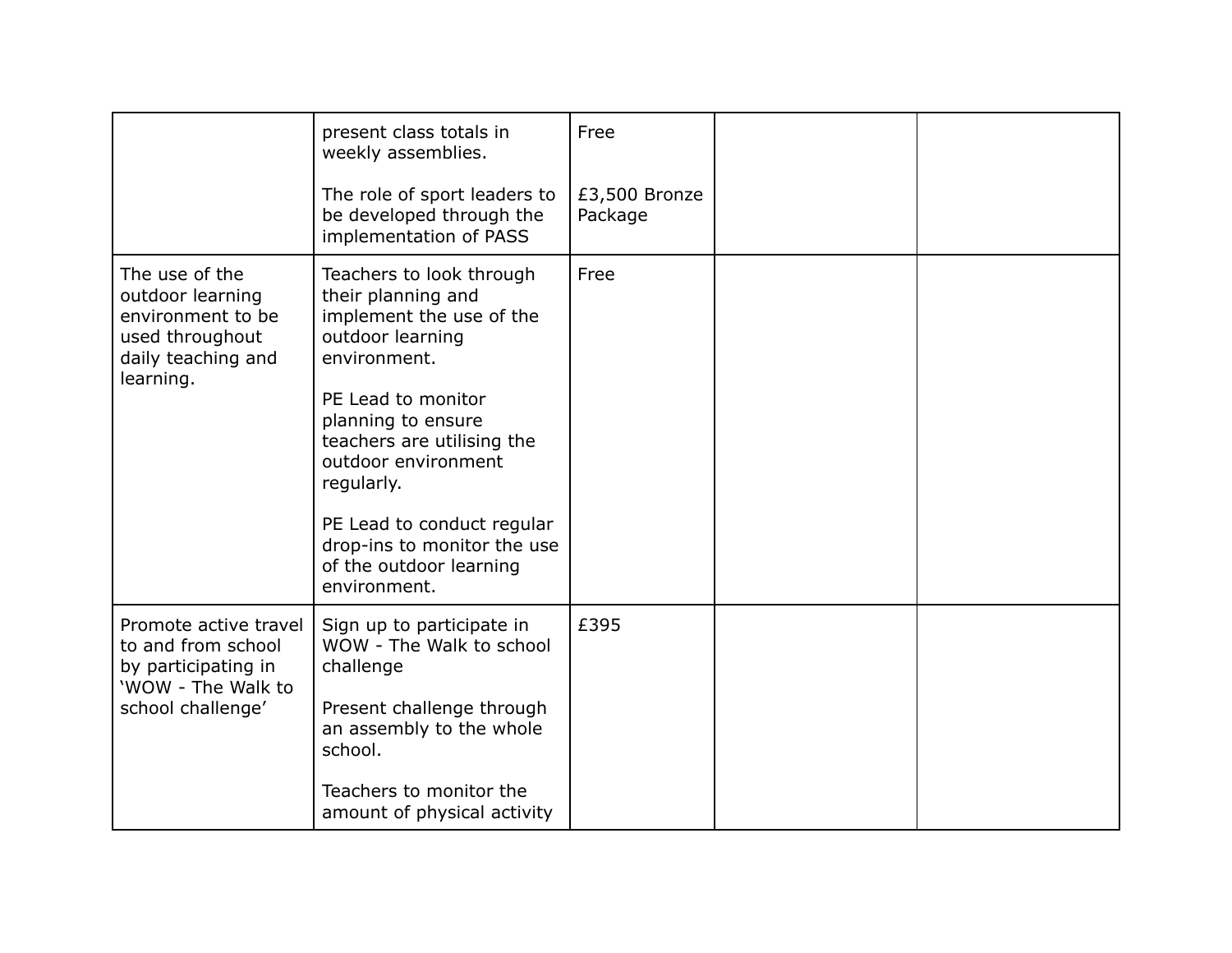| | | | | |
|---|---|---|---|---|
| | present class totals in weekly assemblies.<br><br>The role of sport leaders to be developed through the implementation of PASS | Free<br><br>£3,500 Bronze Package | | |
| The use of the outdoor learning environment to be used throughout daily teaching and learning. | Teachers to look through their planning and implement the use of the outdoor learning environment.<br><br>PE Lead to monitor planning to ensure teachers are utilising the outdoor environment regularly.<br><br>PE Lead to conduct regular drop-ins to monitor the use of the outdoor learning environment. | Free | | |
| Promote active travel to and from school by participating in 'WOW - The Walk to school challenge' | Sign up to participate in WOW - The Walk to school challenge<br><br>Present challenge through an assembly to the whole school.<br><br>Teachers to monitor the amount of physical activity | £395 | | |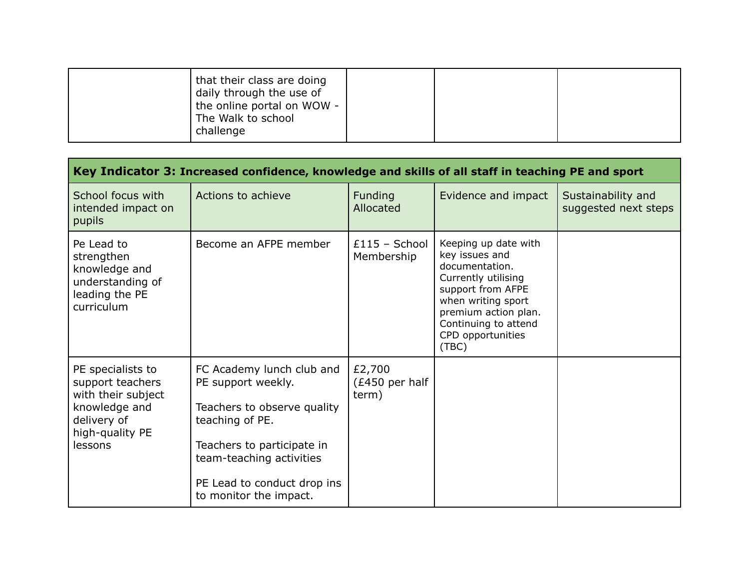| | | | | |
|---|---|---|---|---|
| | that their class are doing daily through the use of the online portal on WOW - The Walk to school challenge | | | |

| **Key Indicator 3: Increased confidence, knowledge and skills of all staff in teaching PE and sport** | | | | |
|---|---|---|---|---|
| School focus with intended impact on pupils | Actions to achieve | Funding Allocated | Evidence and impact | Sustainability and suggested next steps |
| Pe Lead to strengthen knowledge and understanding of leading the PE curriculum | Become an AFPE member | £115 – School Membership | Keeping up date with key issues and documentation. Currently utilising support from AFPE when writing sport premium action plan. Continuing to attend CPD opportunities (TBC) | |
| PE specialists to support teachers with their subject knowledge and delivery of high-quality PE lessons | FC Academy lunch club and PE support weekly.<br><br>Teachers to observe quality teaching of PE.<br><br>Teachers to participate in team-teaching activities<br><br>PE Lead to conduct drop ins to monitor the impact. | £2,700 (£450 per half term) | | |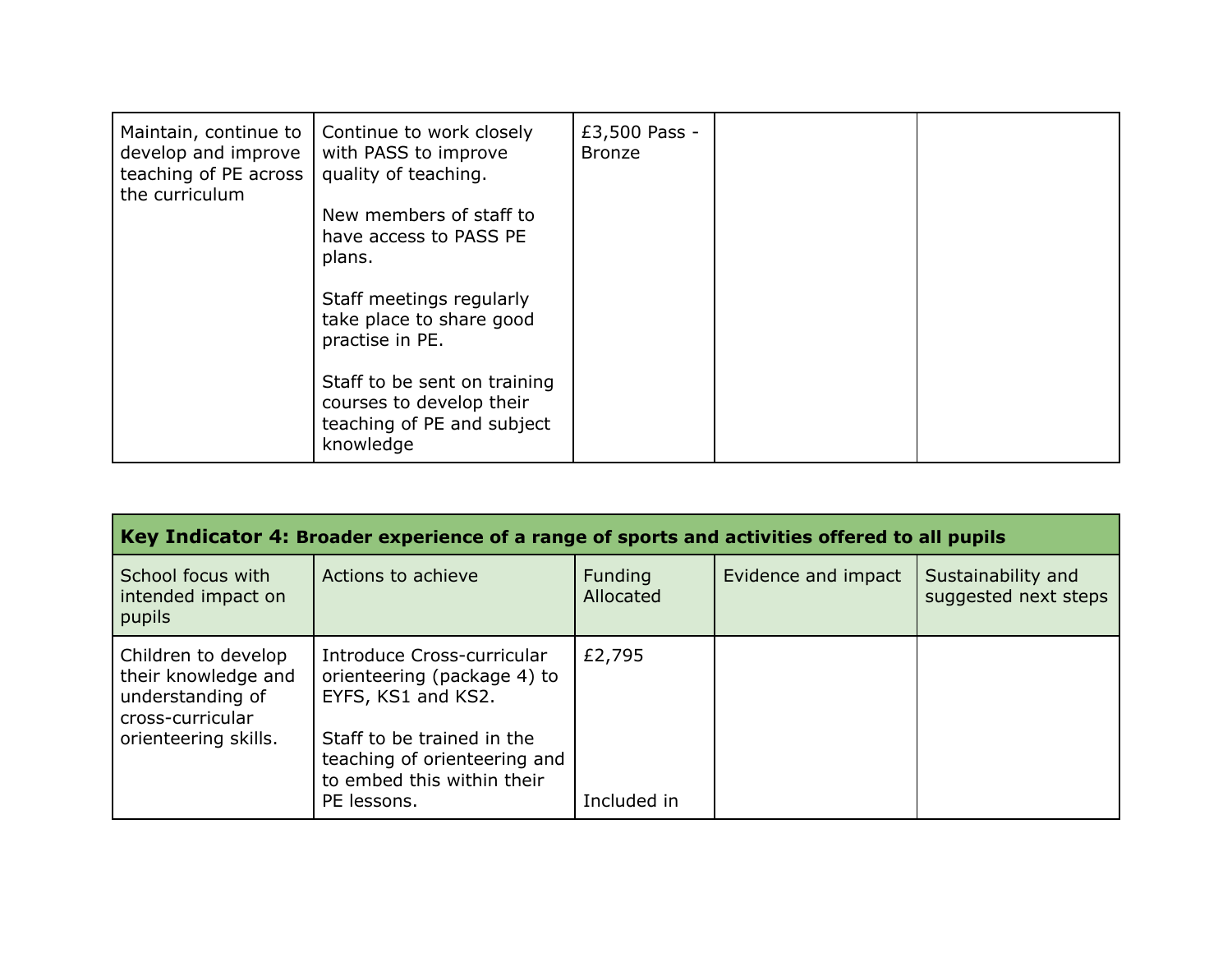| | | | | |
|---|---|---|---|---|
| Maintain, continue to develop and improve teaching of PE across the curriculum | Continue to work closely with PASS to improve quality of teaching.<br><br>New members of staff to have access to PASS PE plans.<br><br>Staff meetings regularly take place to share good practise in PE.<br><br>Staff to be sent on training courses to develop their teaching of PE and subject knowledge | £3,500 Pass - Bronze | | |

| **Key Indicator 4: Broader experience of a range of sports and activities offered to all pupils** | | | | |
|---|---|---|---|---|
| School focus with intended impact on pupils | Actions to achieve | Funding Allocated | Evidence and impact | Sustainability and suggested next steps |
| Children to develop their knowledge and understanding of cross-curricular orienteering skills. | Introduce Cross-curricular orienteering (package 4) to EYFS, KS1 and KS2.<br><br>Staff to be trained in the teaching of orienteering and to embed this within their PE lessons. | £2,795<br><br><br><br>Included in | | |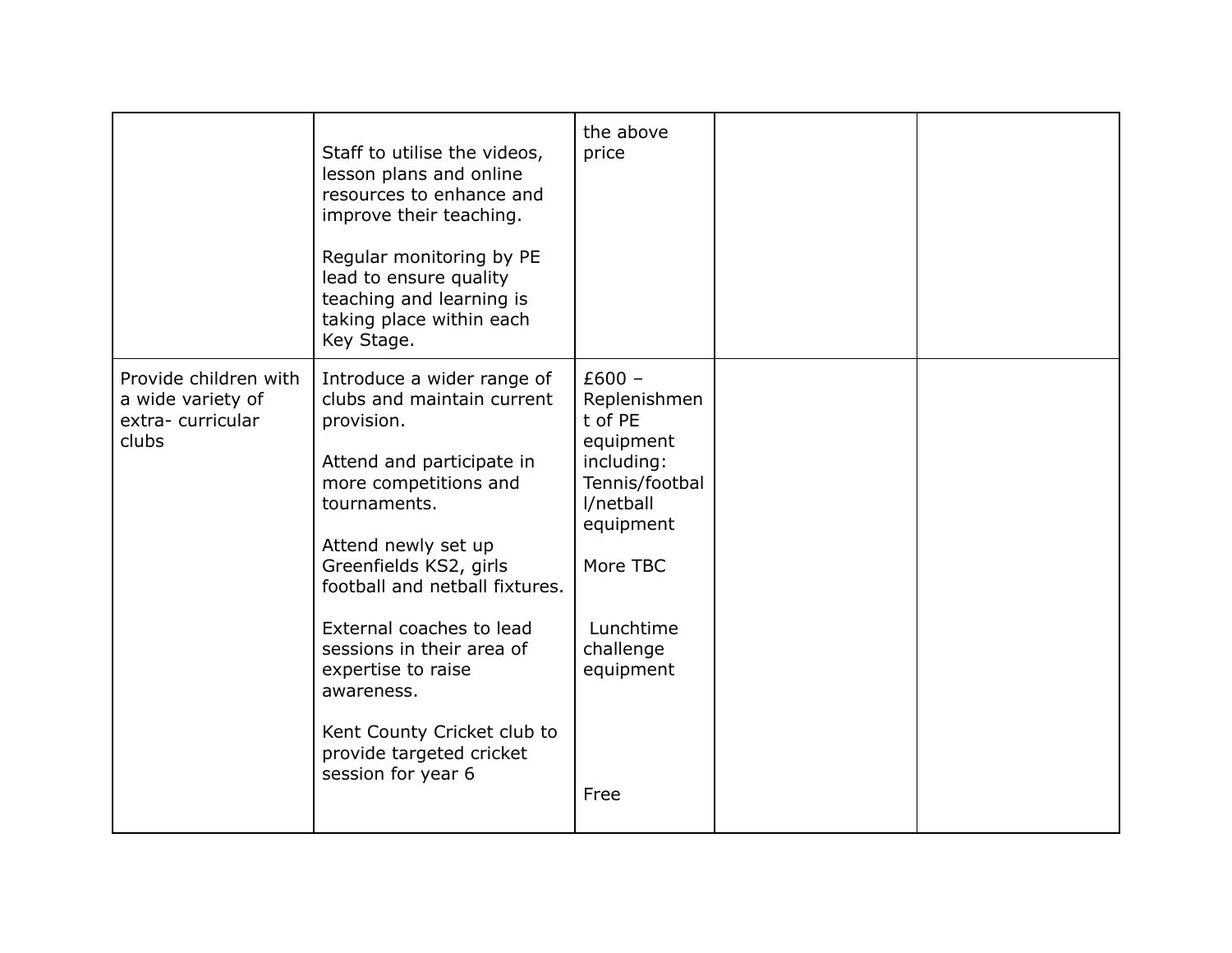| | | | | |
|---|---|---|---|---|
| | Staff to utilise the videos, lesson plans and online resources to enhance and improve their teaching.<br><br>Regular monitoring by PE lead to ensure quality teaching and learning is taking place within each Key Stage. | the above price | | |
| Provide children with a wide variety of extra- curricular clubs | Introduce a wider range of clubs and maintain current provision.<br><br>Attend and participate in more competitions and tournaments.<br><br>Attend newly set up Greenfields KS2, girls football and netball fixtures.<br><br>External coaches to lead sessions in their area of expertise to raise awareness.<br><br>Kent County Cricket club to provide targeted cricket session for year 6 | £600 – Replenishment of PE equipment including: Tennis/football/netball equipment<br><br>More TBC<br><br>Lunchtime challenge equipment<br><br>Free | | |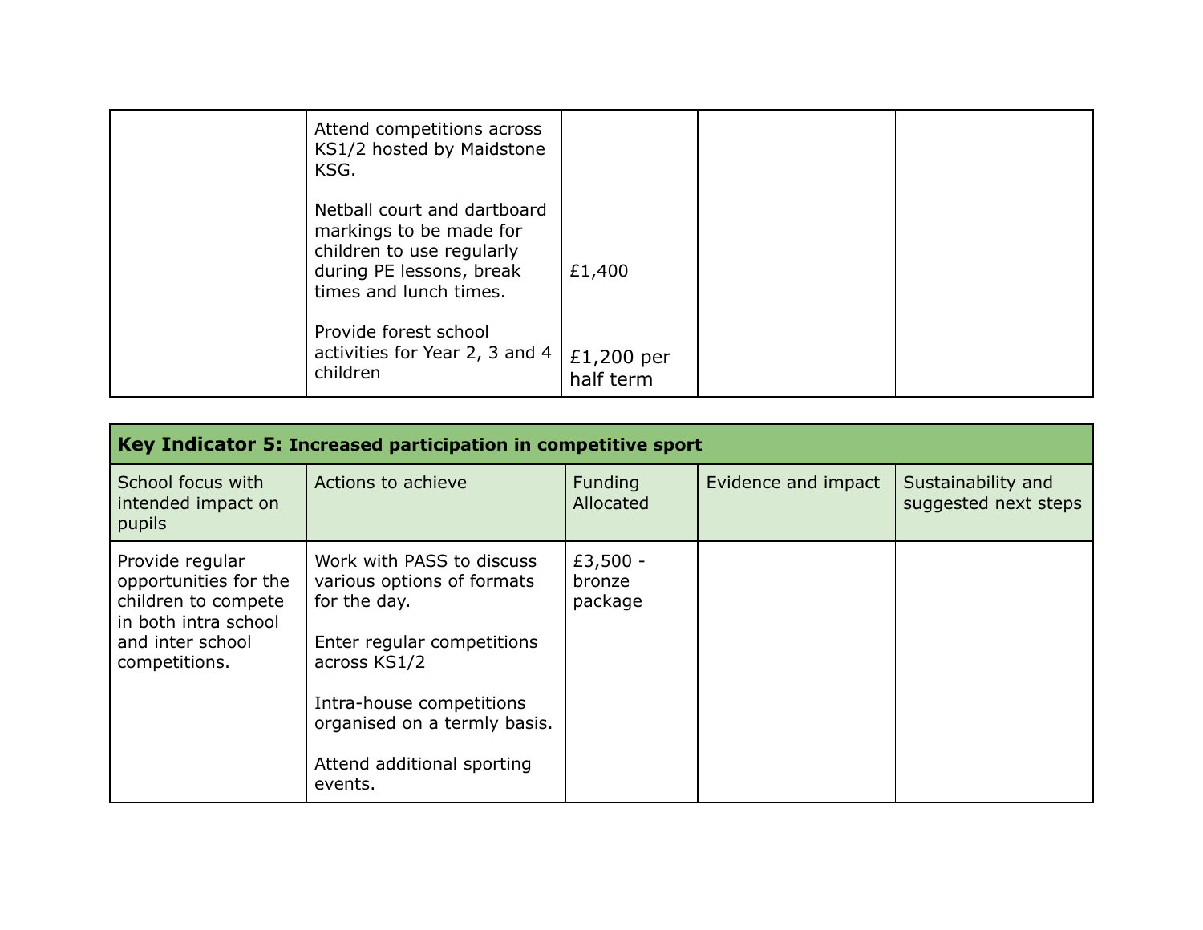| | | | | |
|---|---|---|---|---|
| | Attend competitions across KS1/2 hosted by Maidstone KSG.<br><br>Netball court and dartboard markings to be made for children to use regularly during PE lessons, break times and lunch times.<br><br>Provide forest school activities for Year 2, 3 and 4 children | <br><br><br>£1,400<br><br>£1,200 per half term | | |

| **Key Indicator 5: Increased participation in competitive sport** | | | | |
|---|---|---|---|---|
| School focus with intended impact on pupils | Actions to achieve | Funding Allocated | Evidence and impact | Sustainability and suggested next steps |
| Provide regular opportunities for the children to compete in both intra school and inter school competitions. | Work with PASS to discuss various options of formats for the day.<br><br>Enter regular competitions across KS1/2<br><br>Intra-house competitions organised on a termly basis.<br><br>Attend additional sporting events. | £3,500 - bronze package | | |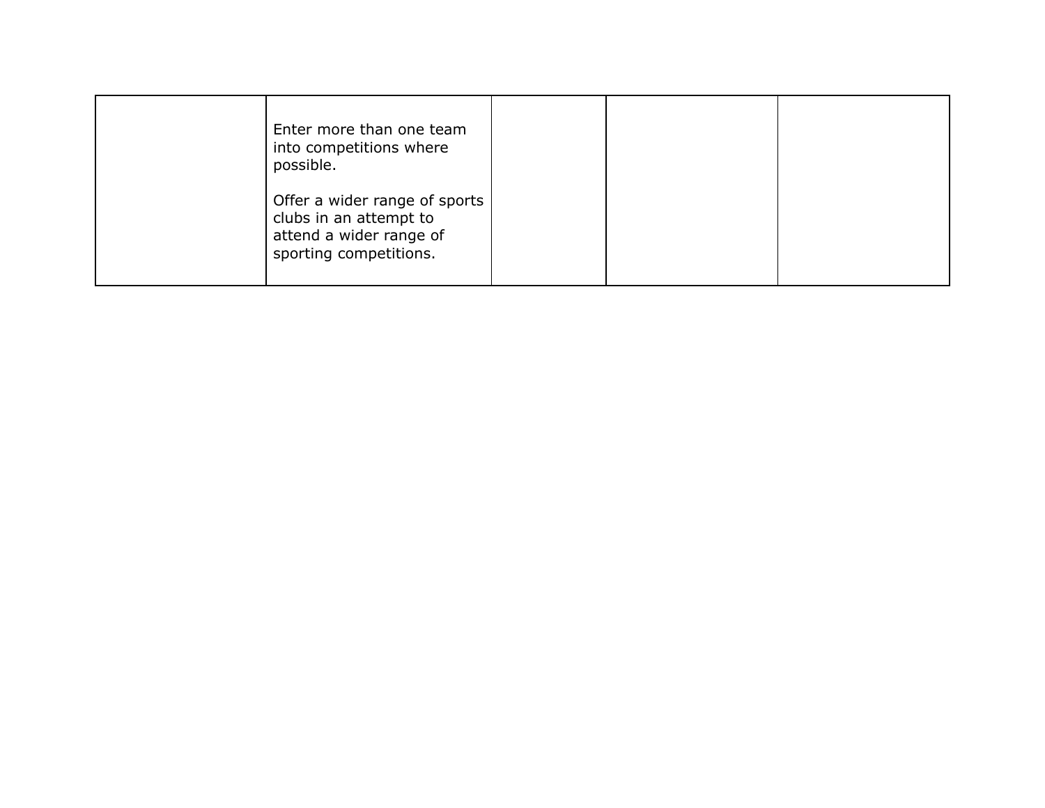| | | | | |
|---|---|---|---|---|
| | Enter more than one team into competitions where possible.<br><br>Offer a wider range of sports clubs in an attempt to attend a wider range of sporting competitions. | | | |